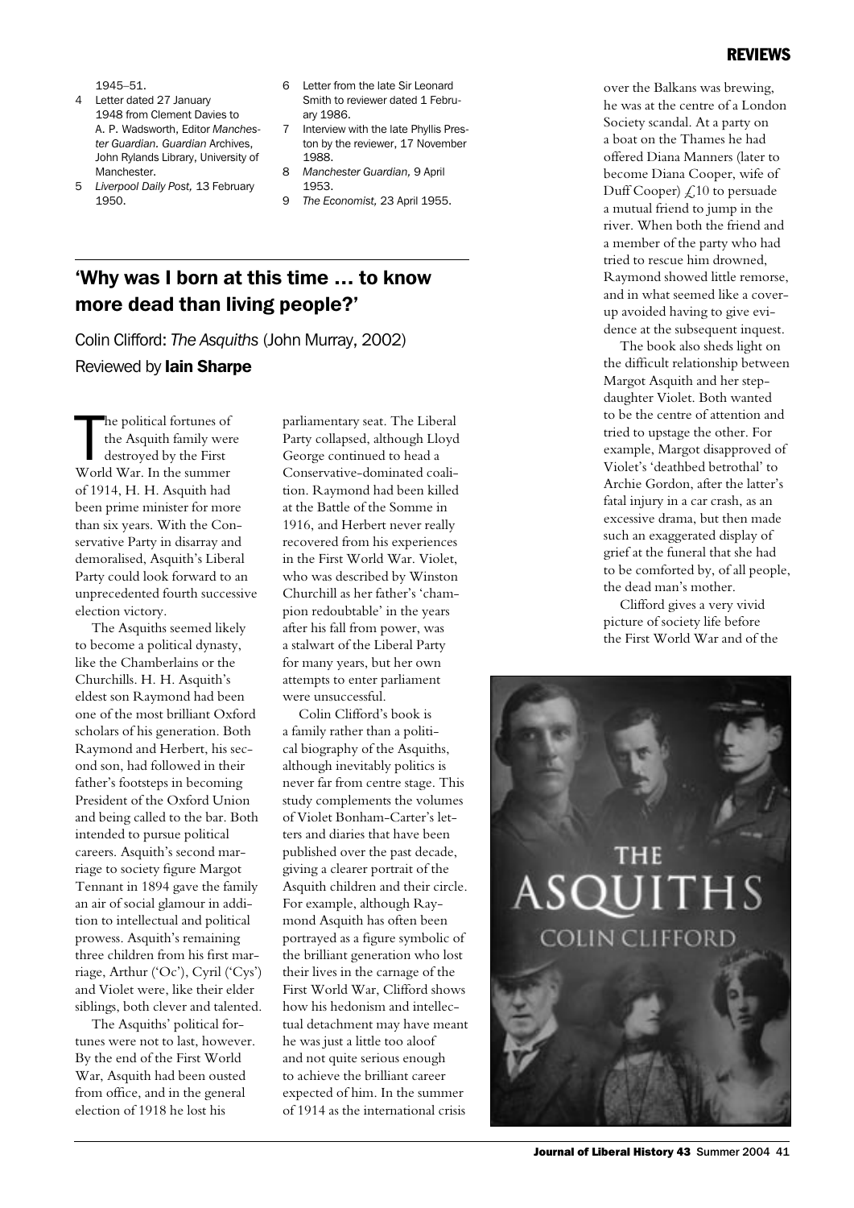1945–51.

4 Letter dated 27 January 1948 from Clement Davies to A. P. Wadsworth, Editor *Manchester Guardian*. *Guardian* Archives, John Rylands Library, University of Manchester.

5 *Liverpool Daily Post,* 13 February 1950.

6 Letter from the late Sir Leonard Smith to reviewer dated 1 February 1986.

7 Interview with the late Phyllis Preston by the reviewer, 17 November 1988.

8 *Manchester Guardian,* 9 April 1953.

9 *The Economist,* 23 April 1955.

## 'Why was I born at this time … to know more dead than living people?'

Colin Clifford: *The Asquiths* (John Murray, 2002)

Reviewed by **Iain Sharpe**

The political fortunes of the Asquith family were destroyed by the First World War. In the summer of 1914, H. H. Asquith had been prime minister for more than six years. With the Conservative Party in disarray and demoralised, Asquith's Liberal Party could look forward to an unprecedented fourth successive election victory.

The Asquiths seemed likely to become a political dynasty, like the Chamberlains or the Churchills. H. H. Asquith's eldest son Raymond had been one of the most brilliant Oxford scholars of his generation. Both Raymond and Herbert, his second son, had followed in their father's footsteps in becoming President of the Oxford Union and being called to the bar. Both intended to pursue political careers. Asquith's second marriage to society figure Margot Tennant in 1894 gave the family an air of social glamour in addition to intellectual and political prowess. Asquith's remaining three children from his first marriage, Arthur ('Oc'), Cyril ('Cys') and Violet were, like their elder siblings, both clever and talented.

The Asquiths' political fortunes were not to last, however. By the end of the First World War, Asquith had been ousted from office, and in the general election of 1918 he lost his parliamentary seat. The Liberal Party collapsed, although Lloyd George continued to head a Conservative-dominated coalition. Raymond had been killed at the Battle of the Somme in 1916, and Herbert never really recovered from his experiences in the First World War. Violet, who was described by Winston Churchill as her father's 'champion redoubtable' in the years after his fall from power, was a stalwart of the Liberal Party for many years, but her own attempts to enter parliament were unsuccessful.

Colin Clifford's book is a family rather than a political biography of the Asquiths, although inevitably politics is never far from centre stage. This study complements the volumes of Violet Bonham-Carter's letters and diaries that have been published over the past decade, giving a clearer portrait of the Asquith children and their circle. For example, although Raymond Asquith has often been portrayed as a figure symbolic of the brilliant generation who lost their lives in the carnage of the First World War, Clifford shows how his hedonism and intellectual detachment may have meant he was just a little too aloof and not quite serious enough to achieve the brilliant career expected of him. In the summer of 1914 as the international crisis over the Balkans was brewing, he was at the centre of a London Society scandal. At a party on a boat on the Thames he had offered Diana Manners (later to become Diana Cooper, wife of Duff Cooper) £10 to persuade a mutual friend to jump in the river. When both the friend and a member of the party who had tried to rescue him drowned, Raymond showed little remorse, and in what seemed like a cover-up avoided having to give evidence at the subsequent inquest.

The book also sheds light on the difficult relationship between Margot Asquith and her stepdaughter Violet. Both wanted to be the centre of attention and tried to upstage the other. For example, Margot disapproved of Violet's 'deathbed betrothal' to Archie Gordon, after the latter's fatal injury in a car crash, as an excessive drama, but then made such an exaggerated display of grief at the funeral that she had to be comforted by, of all people, the dead man's mother.

Clifford gives a very vivid picture of society life before the First World War and of the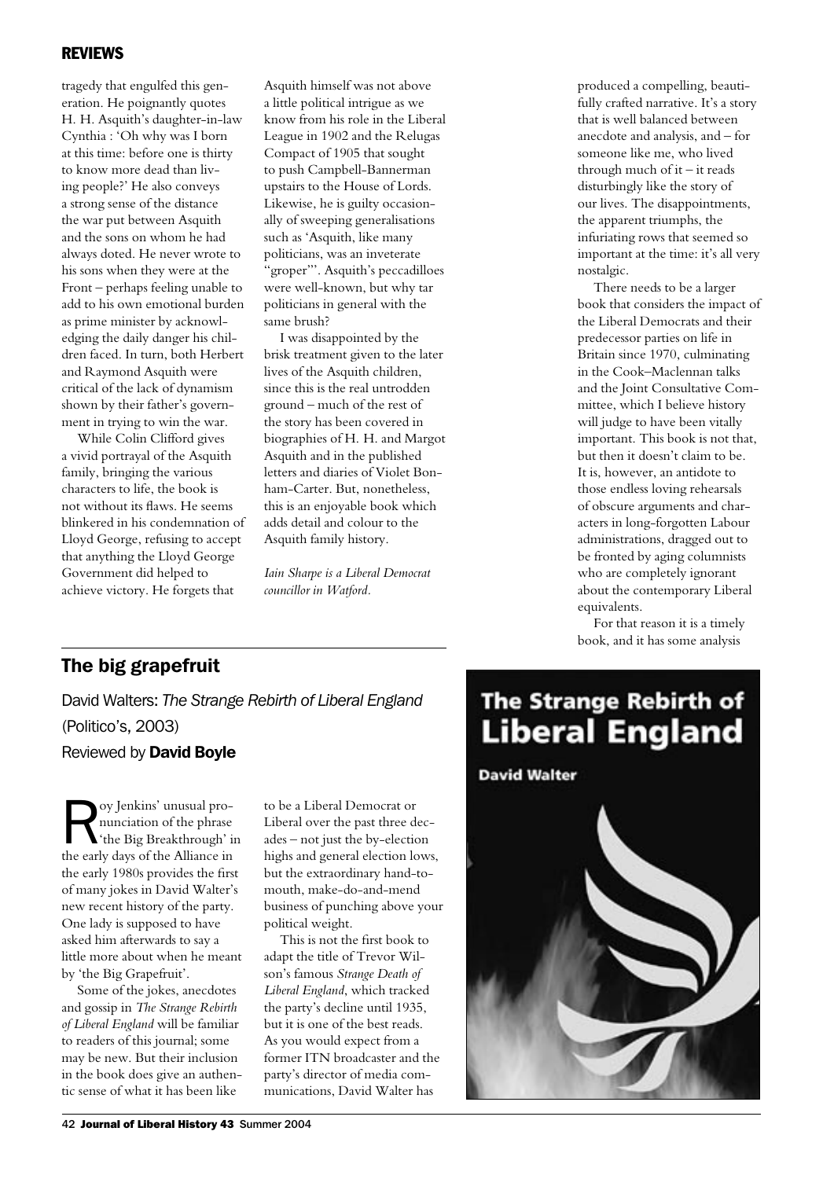tragedy that engulfed this generation. He poignantly quotes H. H. Asquith's daughter-in-law Cynthia : 'Oh why was I born at this time: before one is thirty to know more dead than living people?' He also conveys a strong sense of the distance the war put between Asquith and the sons on whom he had always doted. He never wrote to his sons when they were at the Front – perhaps feeling unable to add to his own emotional burden as prime minister by acknowledging the daily danger his children faced. In turn, both Herbert and Raymond Asquith were critical of the lack of dynamism shown by their father's government in trying to win the war.

While Colin Clifford gives a vivid portrayal of the Asquith family, bringing the various characters to life, the book is not without its flaws. He seems blinkered in his condemnation of Lloyd George, refusing to accept that anything the Lloyd George Government did helped to achieve victory. He forgets that Asquith himself was not above a little political intrigue as we know from his role in the Liberal League in 1902 and the Relugas Compact of 1905 that sought to push Campbell-Bannerman upstairs to the House of Lords. Likewise, he is guilty occasionally of sweeping generalisations such as 'Asquith, like many politicians, was an inveterate "groper"'. Asquith's peccadilloes were well-known, but why tar politicians in general with the same brush?

I was disappointed by the brisk treatment given to the later lives of the Asquith children, since this is the real untrodden ground – much of the rest of the story has been covered in biographies of H. H. and Margot Asquith and in the published letters and diaries of Violet Bonham-Carter. But, nonetheless, this is an enjoyable book which adds detail and colour to the Asquith family history.

*Iain Sharpe is a Liberal Democrat councillor in Watford.*

## The big grapefruit

David Walters: *The Strange Rebirth of Liberal England* (Politico's, 2003)

Reviewed by **David Boyle**

Roy Jenkins' unusual pronunciation of the phrase 'the Big Breakthrough' in the early days of the Alliance in the early 1980s provides the first of many jokes in David Walter's new recent history of the party. One lady is supposed to have asked him afterwards to say a little more about when he meant by 'the Big Grapefruit'.

Some of the jokes, anecdotes and gossip in *The Strange Rebirth of Liberal England* will be familiar to readers of this journal; some may be new. But their inclusion in the book does give an authentic sense of what it has been like to be a Liberal Democrat or Liberal over the past three decades – not just the by-election highs and general election lows, but the extraordinary hand-to-mouth, make-do-and-mend business of punching above your political weight.

This is not the first book to adapt the title of Trevor Wilson's famous *Strange Death of Liberal England*, which tracked the party's decline until 1935, but it is one of the best reads. As you would expect from a former ITN broadcaster and the party's director of media communications, David Walter has produced a compelling, beautifully crafted narrative. It's a story that is well balanced between anecdote and analysis, and – for someone like me, who lived through much of it – it reads disturbingly like the story of our lives. The disappointments, the apparent triumphs, the infuriating rows that seemed so important at the time: it's all very nostalgic.

There needs to be a larger book that considers the impact of the Liberal Democrats and their predecessor parties on life in Britain since 1970, culminating in the Cook–Maclennan talks and the Joint Consultative Committee, which I believe history will judge to have been vitally important. This book is not that, but then it doesn't claim to be. It is, however, an antidote to those endless loving rehearsals of obscure arguments and characters in long-forgotten Labour administrations, dragged out to be fronted by aging columnists who are completely ignorant about the contemporary Liberal equivalents.

For that reason it is a timely book, and it has some analysis

The Strange Rebirth of Liberal England

David Walter